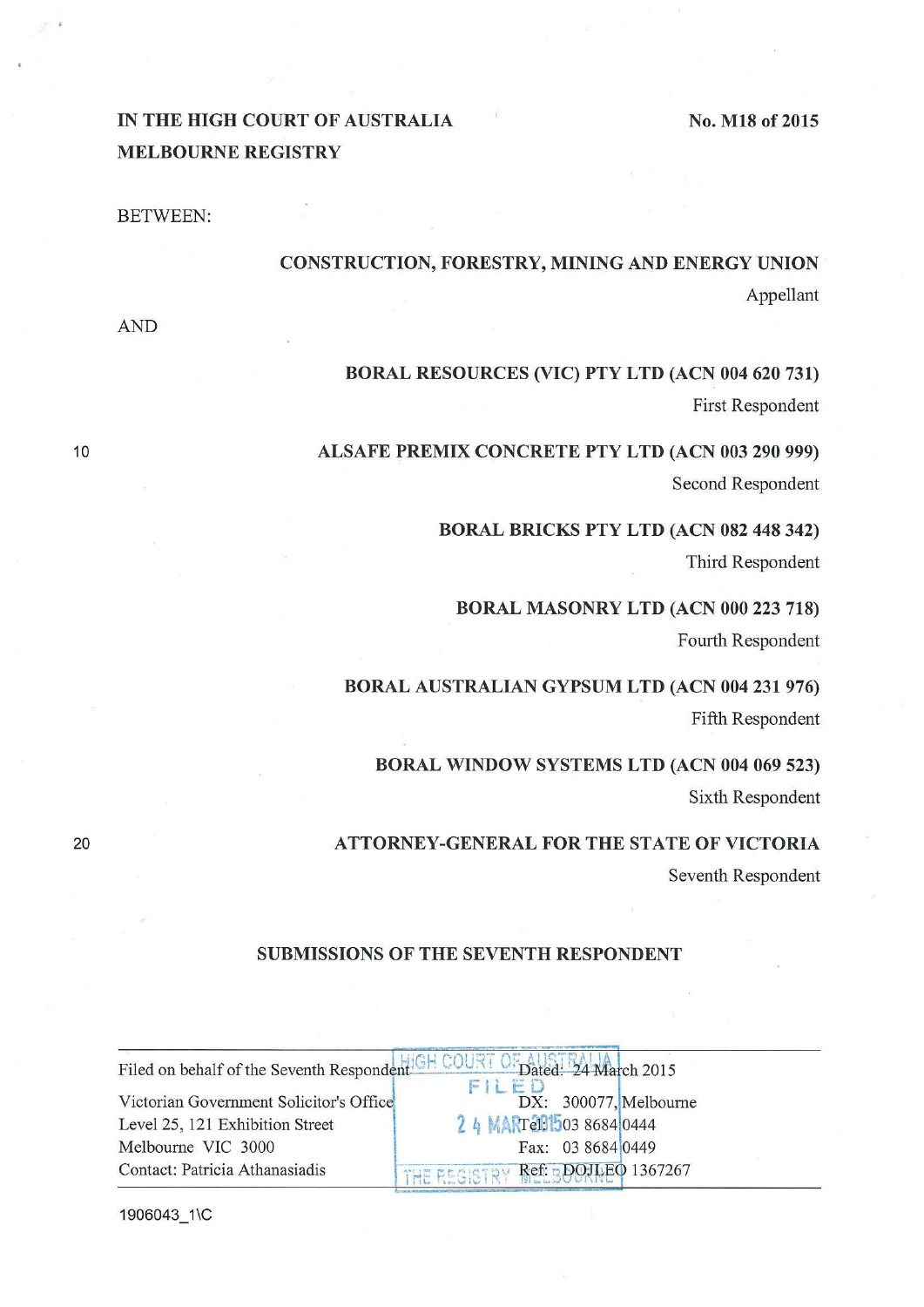**IN THE HIGH COURT OF AUSTRALIA**
**MELBOURNE REGISTRY**

**No. M18 of 2015**

BETWEEN:

**CONSTRUCTION, FORESTRY, MINING AND ENERGY UNION**
Appellant

AND

**BORAL RESOURCES (VIC) PTY LTD (ACN 004 620 731)**
First Respondent

**ALSAFE PREMIX CONCRETE PTY LTD (ACN 003 290 999)**
Second Respondent

**BORAL BRICKS PTY LTD (ACN 082 448 342)**
Third Respondent

**BORAL MASONRY LTD (ACN 000 223 718)**
Fourth Respondent

**BORAL AUSTRALIAN GYPSUM LTD (ACN 004 231 976)**
Fifth Respondent

**BORAL WINDOW SYSTEMS LTD (ACN 004 069 523)**
Sixth Respondent

**ATTORNEY-GENERAL FOR THE STATE OF VICTORIA**
Seventh Respondent

**SUBMISSIONS OF THE SEVENTH RESPONDENT**

| | |
|---|---|
| Filed on behalf of the Seventh Respondent | Dated: 24 March 2015 |
| Victorian Government Solicitor's Office | DX: 300077, Melbourne |
| Level 25, 121 Exhibition Street | Tel: 03 8684 0444 |
| Melbourne VIC 3000 | Fax: 03 8684 0449 |
| Contact: Patricia Athanasiadis | Ref: DOJLEO 1367267 |

HIGH COURT OF AUSTRALIA
FILED
24 MAR 2015
THE REGISTRY MELBOURNE

1906043_1\C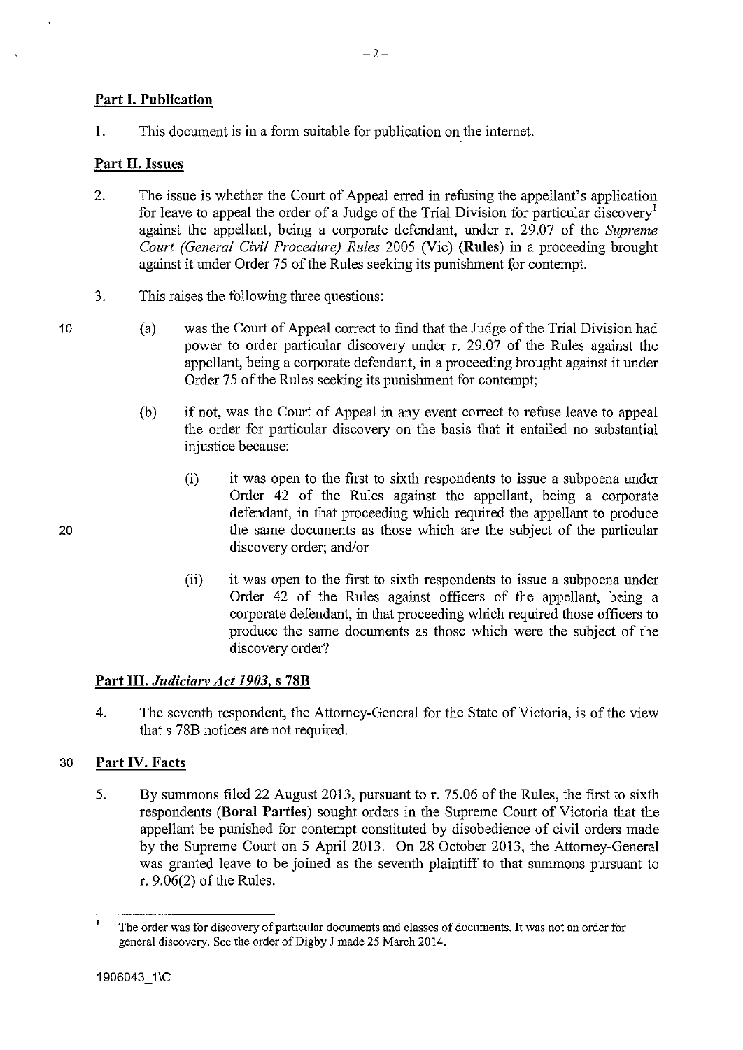## Part I. Publication

1. This document is in a form suitable for publication on the internet.

## Part II. Issues

2. The issue is whether the Court of Appeal erred in refusing the appellant's application for leave to appeal the order of a Judge of the Trial Division for particular discovery[1] against the appellant, being a corporate defendant, under r. 29.07 of the *Supreme Court (General Civil Procedure) Rules* 2005 (Vic) (**Rules**) in a proceeding brought against it under Order 75 of the Rules seeking its punishment for contempt.

3. This raises the following three questions:

   (a) was the Court of Appeal correct to find that the Judge of the Trial Division had power to order particular discovery under r. 29.07 of the Rules against the appellant, being a corporate defendant, in a proceeding brought against it under Order 75 of the Rules seeking its punishment for contempt;

   (b) if not, was the Court of Appeal in any event correct to refuse leave to appeal the order for particular discovery on the basis that it entailed no substantial injustice because:

      (i) it was open to the first to sixth respondents to issue a subpoena under Order 42 of the Rules against the appellant, being a corporate defendant, in that proceeding which required the appellant to produce the same documents as those which are the subject of the particular discovery order; and/or

      (ii) it was open to the first to sixth respondents to issue a subpoena under Order 42 of the Rules against officers of the appellant, being a corporate defendant, in that proceeding which required those officers to produce the same documents as those which were the subject of the discovery order?

## Part III. *Judiciary Act 1903*, s 78B

4. The seventh respondent, the Attorney-General for the State of Victoria, is of the view that s 78B notices are not required.

## Part IV. Facts

5. By summons filed 22 August 2013, pursuant to r. 75.06 of the Rules, the first to sixth respondents (**Boral Parties**) sought orders in the Supreme Court of Victoria that the appellant be punished for contempt constituted by disobedience of civil orders made by the Supreme Court on 5 April 2013. On 28 October 2013, the Attorney-General was granted leave to be joined as the seventh plaintiff to that summons pursuant to r. 9.06(2) of the Rules.

---

[1] The order was for discovery of particular documents and classes of documents. It was not an order for general discovery. See the order of Digby J made 25 March 2014.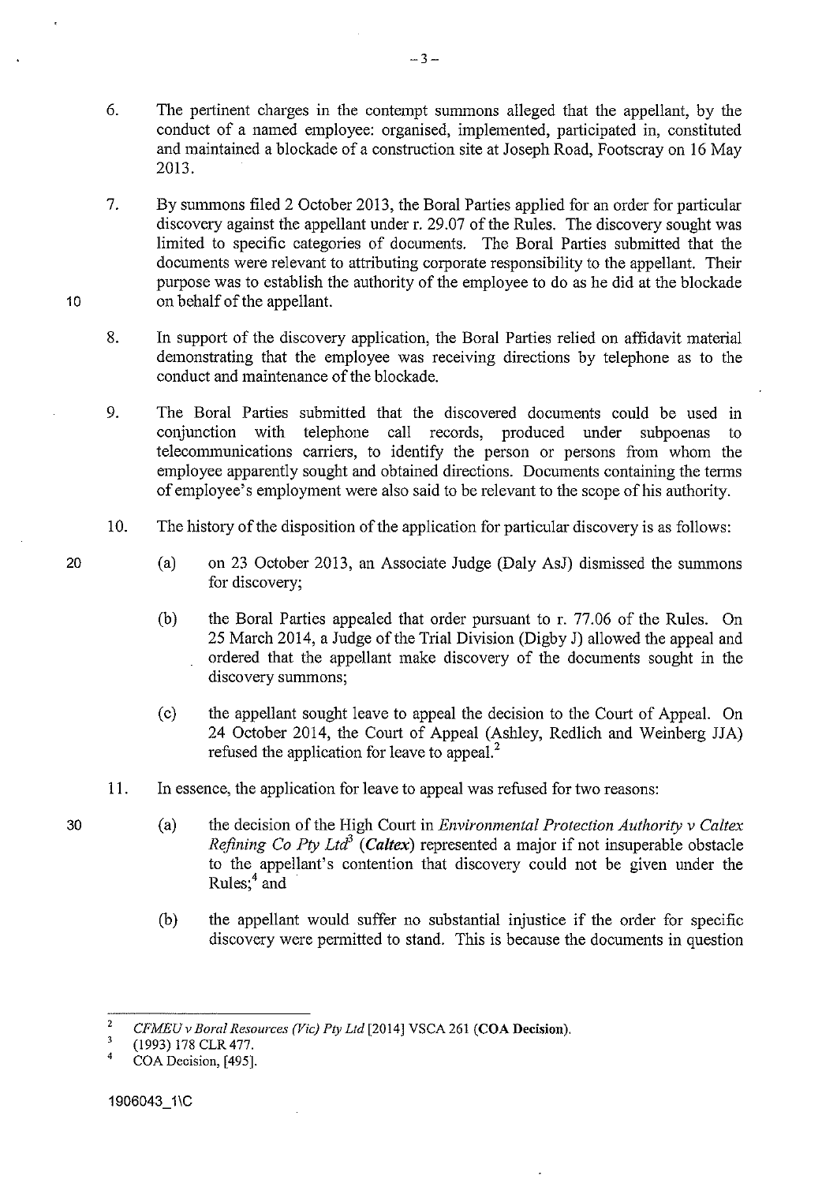6. The pertinent charges in the contempt summons alleged that the appellant, by the conduct of a named employee: organised, implemented, participated in, constituted and maintained a blockade of a construction site at Joseph Road, Footscray on 16 May 2013.

7. By summons filed 2 October 2013, the Boral Parties applied for an order for particular discovery against the appellant under r. 29.07 of the Rules. The discovery sought was limited to specific categories of documents. The Boral Parties submitted that the documents were relevant to attributing corporate responsibility to the appellant. Their purpose was to establish the authority of the employee to do as he did at the blockade on behalf of the appellant.

8. In support of the discovery application, the Boral Parties relied on affidavit material demonstrating that the employee was receiving directions by telephone as to the conduct and maintenance of the blockade.

9. The Boral Parties submitted that the discovered documents could be used in conjunction with telephone call records, produced under subpoenas to telecommunications carriers, to identify the person or persons from whom the employee apparently sought and obtained directions. Documents containing the terms of employee's employment were also said to be relevant to the scope of his authority.

10. The history of the disposition of the application for particular discovery is as follows:

    (a) on 23 October 2013, an Associate Judge (Daly AsJ) dismissed the summons for discovery;

    (b) the Boral Parties appealed that order pursuant to r. 77.06 of the Rules. On 25 March 2014, a Judge of the Trial Division (Digby J) allowed the appeal and ordered that the appellant make discovery of the documents sought in the discovery summons;

    (c) the appellant sought leave to appeal the decision to the Court of Appeal. On 24 October 2014, the Court of Appeal (Ashley, Redlich and Weinberg JJA) refused the application for leave to appeal.[2]

11. In essence, the application for leave to appeal was refused for two reasons:

    (a) the decision of the High Court in *Environmental Protection Authority v Caltex Refining Co Pty Ltd*[3] (***Caltex***) represented a major if not insuperable obstacle to the appellant's contention that discovery could not be given under the Rules;[4] and

    (b) the appellant would suffer no substantial injustice if the order for specific discovery were permitted to stand. This is because the documents in question

---

[2] *CFMEU v Boral Resources (Vic) Pty Ltd* [2014] VSCA 261 (**COA Decision**).

[3] (1993) 178 CLR 477.

[4] COA Decision, [495].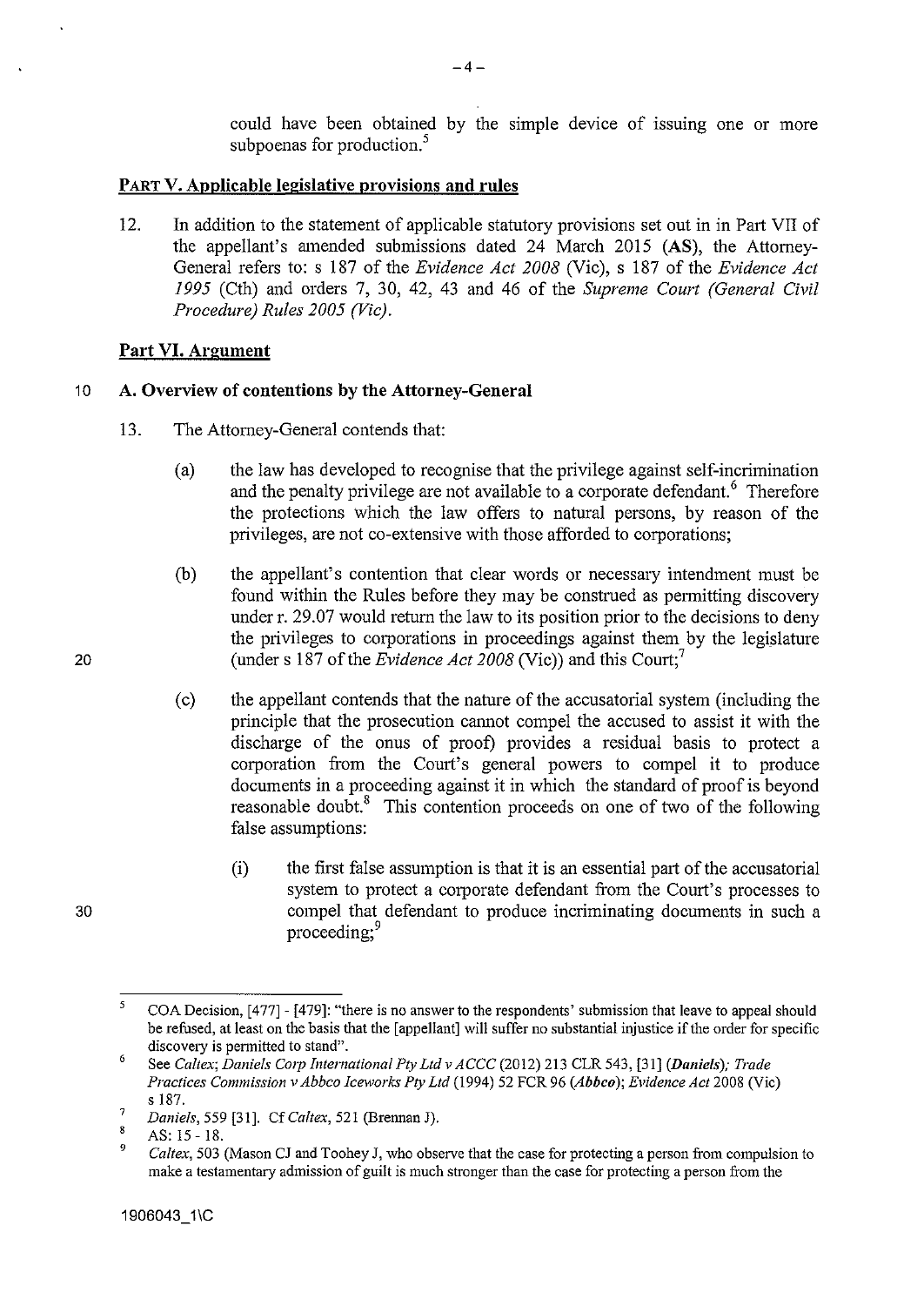could have been obtained by the simple device of issuing one or more subpoenas for production.[5]

## PART V. Applicable legislative provisions and rules

12. In addition to the statement of applicable statutory provisions set out in in Part VII of the appellant's amended submissions dated 24 March 2015 (**AS**), the Attorney-General refers to: s 187 of the *Evidence Act 2008* (Vic), s 187 of the *Evidence Act 1995* (Cth) and orders 7, 30, 42, 43 and 46 of the *Supreme Court (General Civil Procedure) Rules 2005 (Vic)*.

## Part VI. Argument

### A. Overview of contentions by the Attorney-General

13. The Attorney-General contends that:

    (a) the law has developed to recognise that the privilege against self-incrimination and the penalty privilege are not available to a corporate defendant.[6] Therefore the protections which the law offers to natural persons, by reason of the privileges, are not co-extensive with those afforded to corporations;

    (b) the appellant's contention that clear words or necessary intendment must be found within the Rules before they may be construed as permitting discovery under r. 29.07 would return the law to its position prior to the decisions to deny the privileges to corporations in proceedings against them by the legislature (under s 187 of the *Evidence Act 2008* (Vic)) and this Court;[7]

    (c) the appellant contends that the nature of the accusatorial system (including the principle that the prosecution cannot compel the accused to assist it with the discharge of the onus of proof) provides a residual basis to protect a corporation from the Court's general powers to compel it to produce documents in a proceeding against it in which the standard of proof is beyond reasonable doubt.[8] This contention proceeds on one of two of the following false assumptions:

        (i) the first false assumption is that it is an essential part of the accusatorial system to protect a corporate defendant from the Court's processes to compel that defendant to produce incriminating documents in such a proceeding;[9]

---

[5] COA Decision, [477] - [479]: "there is no answer to the respondents' submission that leave to appeal should be refused, at least on the basis that the [appellant] will suffer no substantial injustice if the order for specific discovery is permitted to stand".

[6] See *Caltex*; *Daniels Corp International Pty Ltd v ACCC* (2012) 213 CLR 543, [31] (***Daniels***); *Trade Practices Commission v Abbco Iceworks Pty Ltd* (1994) 52 FCR 96 (***Abbco***); *Evidence Act* 2008 (Vic) s 187.

[7] *Daniels*, 559 [31]. Cf *Caltex*, 521 (Brennan J).

[8] AS: 15 - 18.

[9] *Caltex*, 503 (Mason CJ and Toohey J, who observe that the case for protecting a person from compulsion to make a testamentary admission of guilt is much stronger than the case for protecting a person from the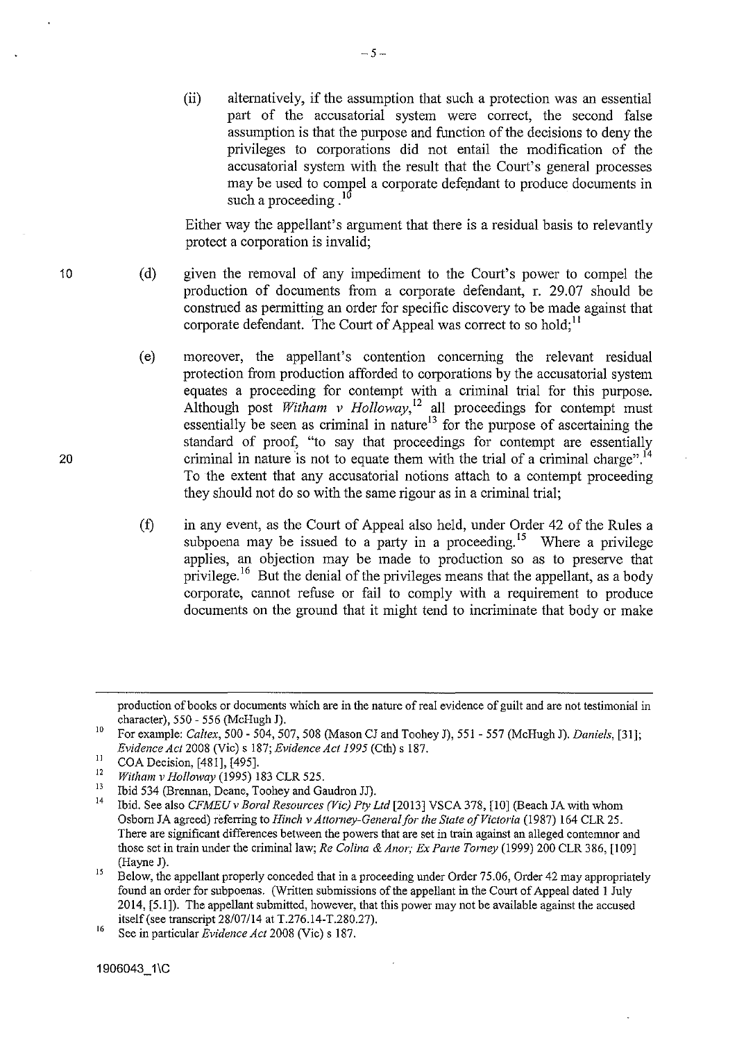(ii) alternatively, if the assumption that such a protection was an essential part of the accusatorial system were correct, the second false assumption is that the purpose and function of the decisions to deny the privileges to corporations did not entail the modification of the accusatorial system with the result that the Court's general processes may be used to compel a corporate defendant to produce documents in such a proceeding.[10]

Either way the appellant's argument that there is a residual basis to relevantly protect a corporation is invalid;

(d) given the removal of any impediment to the Court's power to compel the production of documents from a corporate defendant, r. 29.07 should be construed as permitting an order for specific discovery to be made against that corporate defendant. The Court of Appeal was correct to so hold;[11]

(e) moreover, the appellant's contention concerning the relevant residual protection from production afforded to corporations by the accusatorial system equates a proceeding for contempt with a criminal trial for this purpose. Although post *Witham v Holloway*,[12] all proceedings for contempt must essentially be seen as criminal in nature[13] for the purpose of ascertaining the standard of proof, "to say that proceedings for contempt are essentially criminal in nature is not to equate them with the trial of a criminal charge".[14] To the extent that any accusatorial notions attach to a contempt proceeding they should not do so with the same rigour as in a criminal trial;

(f) in any event, as the Court of Appeal also held, under Order 42 of the Rules a subpoena may be issued to a party in a proceeding.[15] Where a privilege applies, an objection may be made to production so as to preserve that privilege.[16] But the denial of the privileges means that the appellant, as a body corporate, cannot refuse or fail to comply with a requirement to produce documents on the ground that it might tend to incriminate that body or make

---

production of books or documents which are in the nature of real evidence of guilt and are not testimonial in character), 550 - 556 (McHugh J).

[10] For example: *Caltex*, 500 - 504, 507, 508 (Mason CJ and Toohey J), 551 - 557 (McHugh J). *Daniels*, [31]; *Evidence Act* 2008 (Vic) s 187; *Evidence Act 1995* (Cth) s 187.

[11] COA Decision, [481], [495].

[12] *Witham v Holloway* (1995) 183 CLR 525.

[13] Ibid 534 (Brennan, Deane, Toohey and Gaudron JJ).

[14] Ibid. See also *CFMEU v Boral Resources (Vic) Pty Ltd* [2013] VSCA 378, [10] (Beach JA with whom Osborn JA agreed) referring to *Hinch v Attorney-General for the State of Victoria* (1987) 164 CLR 25. There are significant differences between the powers that are set in train against an alleged contemnor and those set in train under the criminal law; *Re Colina & Anor; Ex Parte Torney* (1999) 200 CLR 386, [109] (Hayne J).

[15] Below, the appellant properly conceded that in a proceeding under Order 75.06, Order 42 may appropriately found an order for subpoenas. (Written submissions of the appellant in the Court of Appeal dated 1 July 2014, [5.1]). The appellant submitted, however, that this power may not be available against the accused itself (see transcript 28/07/14 at T.276.14-T.280.27).

[16] See in particular *Evidence Act* 2008 (Vic) s 187.

1906043_1\C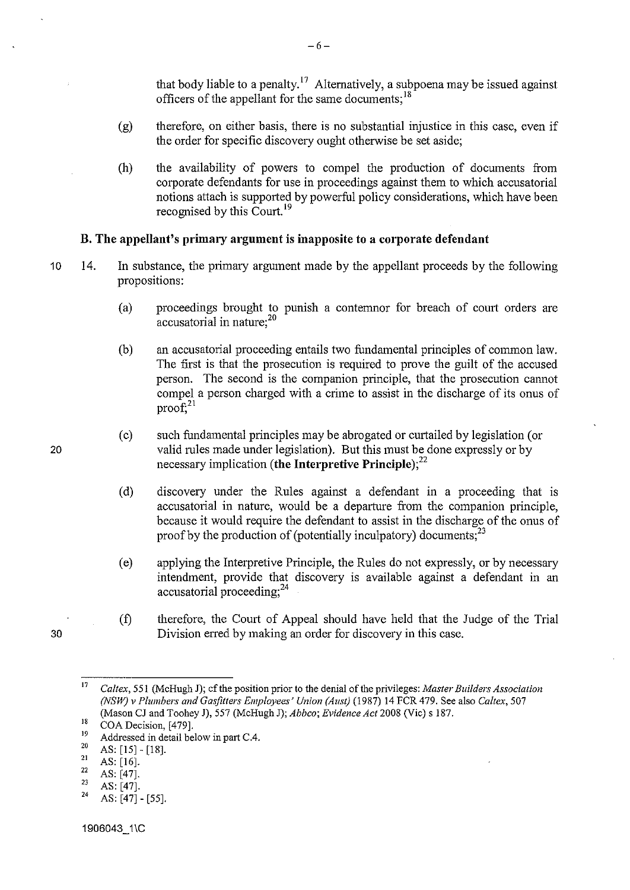that body liable to a penalty.[17] Alternatively, a subpoena may be issued against officers of the appellant for the same documents;[18]

(g) therefore, on either basis, there is no substantial injustice in this case, even if the order for specific discovery ought otherwise be set aside;

(h) the availability of powers to compel the production of documents from corporate defendants for use in proceedings against them to which accusatorial notions attach is supported by powerful policy considerations, which have been recognised by this Court.[19]

### B. The appellant's primary argument is inapposite to a corporate defendant

14. In substance, the primary argument made by the appellant proceeds by the following propositions:

(a) proceedings brought to punish a contemnor for breach of court orders are accusatorial in nature;[20]

(b) an accusatorial proceeding entails two fundamental principles of common law. The first is that the prosecution is required to prove the guilt of the accused person. The second is the companion principle, that the prosecution cannot compel a person charged with a crime to assist in the discharge of its onus of proof;[21]

(c) such fundamental principles may be abrogated or curtailed by legislation (or valid rules made under legislation). But this must be done expressly or by necessary implication (**the Interpretive Principle**);[22]

(d) discovery under the Rules against a defendant in a proceeding that is accusatorial in nature, would be a departure from the companion principle, because it would require the defendant to assist in the discharge of the onus of proof by the production of (potentially inculpatory) documents;[23]

(e) applying the Interpretive Principle, the Rules do not expressly, or by necessary intendment, provide that discovery is available against a defendant in an accusatorial proceeding;[24]

(f) therefore, the Court of Appeal should have held that the Judge of the Trial Division erred by making an order for discovery in this case.

---

[17] *Caltex*, 551 (McHugh J); cf the position prior to the denial of the privileges: *Master Builders Association (NSW) v Plumbers and Gasfitters Employees' Union (Aust)* (1987) 14 FCR 479. See also *Caltex*, 507 (Mason CJ and Toohey J), 557 (McHugh J); *Abbco*; *Evidence Act* 2008 (Vic) s 187.

[18] COA Decision, [479].

[19] Addressed in detail below in part C.4.

[20] AS: [15] - [18].

[21] AS: [16].

[22] AS: [47].

[23] AS: [47].

[24] AS: [47] - [55].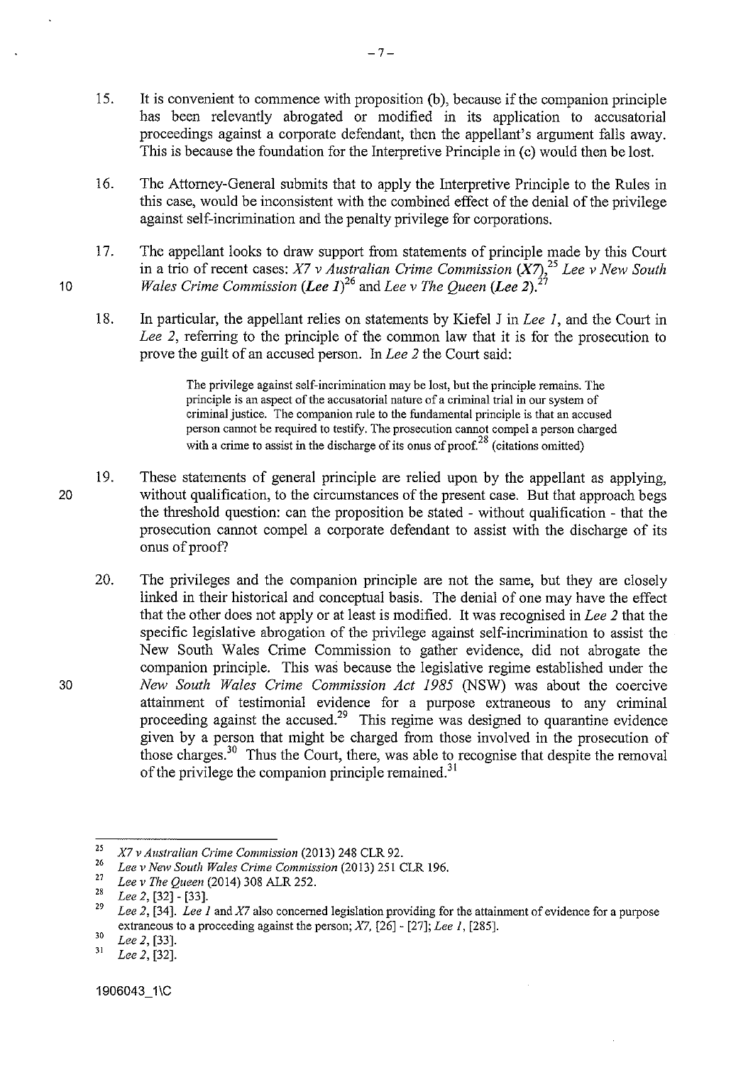15. It is convenient to commence with proposition (b), because if the companion principle has been relevantly abrogated or modified in its application to accusatorial proceedings against a corporate defendant, then the appellant's argument falls away. This is because the foundation for the Interpretive Principle in (c) would then be lost.

16. The Attorney-General submits that to apply the Interpretive Principle to the Rules in this case, would be inconsistent with the combined effect of the denial of the privilege against self-incrimination and the penalty privilege for corporations.

17. The appellant looks to draw support from statements of principle made by this Court in a trio of recent cases: *X7 v Australian Crime Commission* (***X7***),[25] *Lee v New South Wales Crime Commission* (***Lee 1***)[26] and *Lee v The Queen* (***Lee 2***).[27]

18. In particular, the appellant relies on statements by Kiefel J in *Lee 1*, and the Court in *Lee 2*, referring to the principle of the common law that it is for the prosecution to prove the guilt of an accused person. In *Lee 2* the Court said:

> The privilege against self-incrimination may be lost, but the principle remains. The principle is an aspect of the accusatorial nature of a criminal trial in our system of criminal justice. The companion rule to the fundamental principle is that an accused person cannot be required to testify. The prosecution cannot compel a person charged with a crime to assist in the discharge of its onus of proof.[28] (citations omitted)

19. These statements of general principle are relied upon by the appellant as applying, without qualification, to the circumstances of the present case. But that approach begs the threshold question: can the proposition be stated - without qualification - that the prosecution cannot compel a corporate defendant to assist with the discharge of its onus of proof?

20. The privileges and the companion principle are not the same, but they are closely linked in their historical and conceptual basis. The denial of one may have the effect that the other does not apply or at least is modified. It was recognised in *Lee 2* that the specific legislative abrogation of the privilege against self-incrimination to assist the New South Wales Crime Commission to gather evidence, did not abrogate the companion principle. This was because the legislative regime established under the *New South Wales Crime Commission Act 1985* (NSW) was about the coercive attainment of testimonial evidence for a purpose extraneous to any criminal proceeding against the accused.[29] This regime was designed to quarantine evidence given by a person that might be charged from those involved in the prosecution of those charges.[30] Thus the Court, there, was able to recognise that despite the removal of the privilege the companion principle remained.[31]

---

[25] *X7 v Australian Crime Commission* (2013) 248 CLR 92.
[26] *Lee v New South Wales Crime Commission* (2013) 251 CLR 196.
[27] *Lee v The Queen* (2014) 308 ALR 252.
[28] *Lee 2*, [32] - [33].
[29] *Lee 2*, [34]. *Lee 1* and *X7* also concerned legislation providing for the attainment of evidence for a purpose extraneous to a proceeding against the person; *X7*, [26] - [27]; *Lee 1*, [285].
[30] *Lee 2*, [33].
[31] *Lee 2*, [32].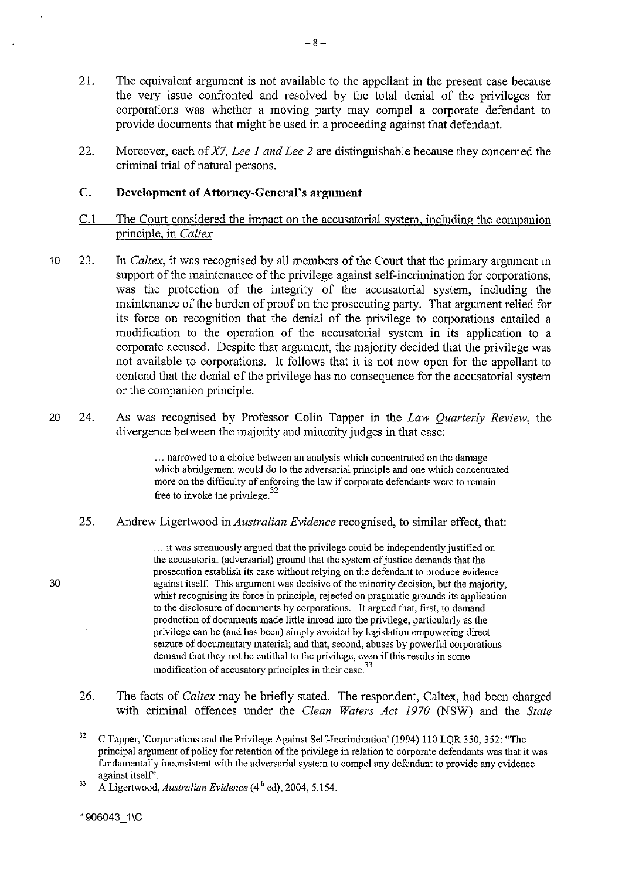21. The equivalent argument is not available to the appellant in the present case because the very issue confronted and resolved by the total denial of the privileges for corporations was whether a moving party may compel a corporate defendant to provide documents that might be used in a proceeding against that defendant.

22. Moreover, each of *X7, Lee 1 and Lee 2* are distinguishable because they concerned the criminal trial of natural persons.

## C. Development of Attorney-General's argument

### C.1 The Court considered the impact on the accusatorial system, including the companion principle, in *Caltex*

23. In *Caltex*, it was recognised by all members of the Court that the primary argument in support of the maintenance of the privilege against self-incrimination for corporations, was the protection of the integrity of the accusatorial system, including the maintenance of the burden of proof on the prosecuting party. That argument relied for its force on recognition that the denial of the privilege to corporations entailed a modification to the operation of the accusatorial system in its application to a corporate accused. Despite that argument, the majority decided that the privilege was not available to corporations. It follows that it is not now open for the appellant to contend that the denial of the privilege has no consequence for the accusatorial system or the companion principle.

24. As was recognised by Professor Colin Tapper in the *Law Quarterly Review*, the divergence between the majority and minority judges in that case:

> ... narrowed to a choice between an analysis which concentrated on the damage which abridgement would do to the adversarial principle and one which concentrated more on the difficulty of enforcing the law if corporate defendants were to remain free to invoke the privilege.[32]

25. Andrew Ligertwood in *Australian Evidence* recognised, to similar effect, that:

> ... it was strenuously argued that the privilege could be independently justified on the accusatorial (adversarial) ground that the system of justice demands that the prosecution establish its case without relying on the defendant to produce evidence against itself. This argument was decisive of the minority decision, but the majority, whist recognising its force in principle, rejected on pragmatic grounds its application to the disclosure of documents by corporations. It argued that, first, to demand production of documents made little inroad into the privilege, particularly as the privilege can be (and has been) simply avoided by legislation empowering direct seizure of documentary material; and that, second, abuses by powerful corporations demand that they not be entitled to the privilege, even if this results in some modification of accusatory principles in their case.[33]

26. The facts of *Caltex* may be briefly stated. The respondent, Caltex, had been charged with criminal offences under the *Clean Waters Act 1970* (NSW) and the *State*

---

[32] C Tapper, 'Corporations and the Privilege Against Self-Incrimination' (1994) 110 LQR 350, 352: "The principal argument of policy for retention of the privilege in relation to corporate defendants was that it was fundamentally inconsistent with the adversarial system to compel any defendant to provide any evidence against itself".

[33] A Ligertwood, *Australian Evidence* (4th ed), 2004, 5.154.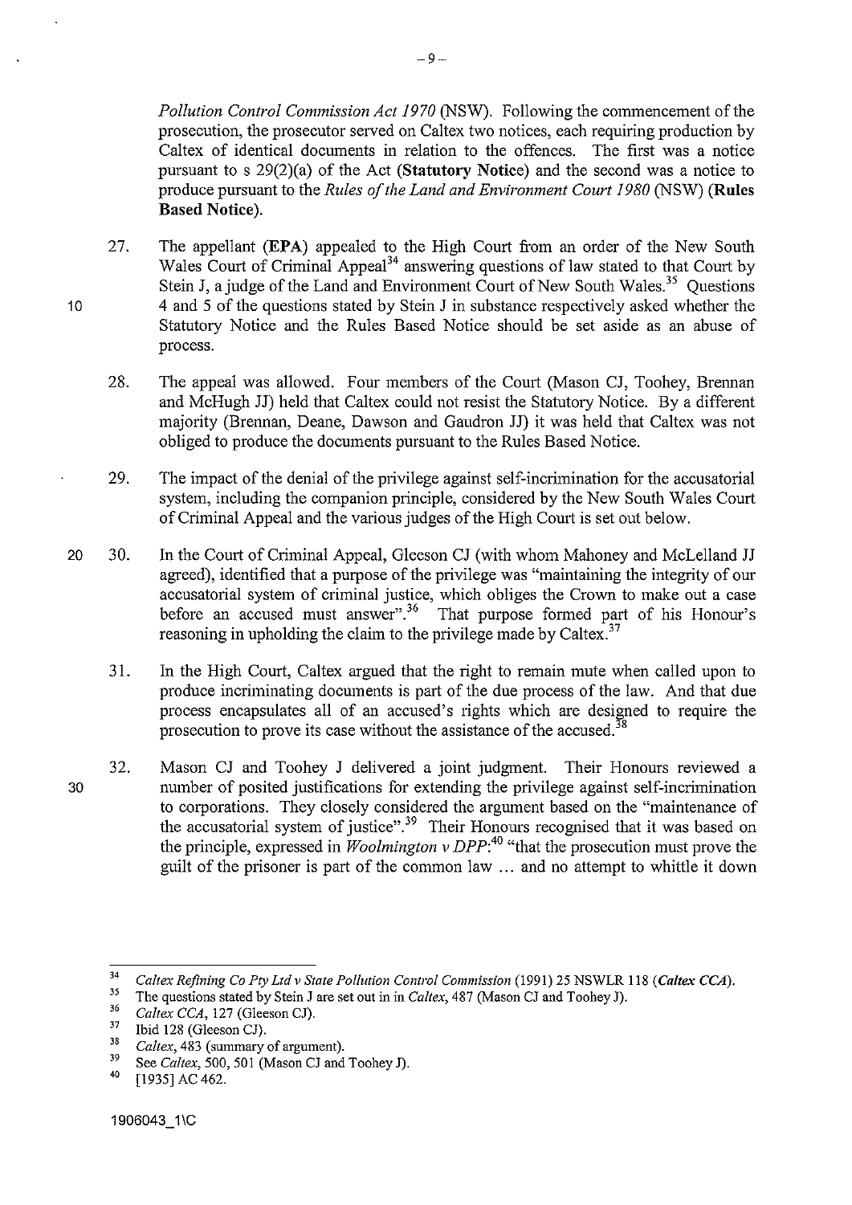*Pollution Control Commission Act 1970* (NSW). Following the commencement of the prosecution, the prosecutor served on Caltex two notices, each requiring production by Caltex of identical documents in relation to the offences. The first was a notice pursuant to s 29(2)(a) of the Act (**Statutory Notice**) and the second was a notice to produce pursuant to the *Rules of the Land and Environment Court 1980* (NSW) (**Rules Based Notice**).

27. The appellant (**EPA**) appealed to the High Court from an order of the New South Wales Court of Criminal Appeal[34] answering questions of law stated to that Court by Stein J, a judge of the Land and Environment Court of New South Wales.[35] Questions 4 and 5 of the questions stated by Stein J in substance respectively asked whether the Statutory Notice and the Rules Based Notice should be set aside as an abuse of process.

28. The appeal was allowed. Four members of the Court (Mason CJ, Toohey, Brennan and McHugh JJ) held that Caltex could not resist the Statutory Notice. By a different majority (Brennan, Deane, Dawson and Gaudron JJ) it was held that Caltex was not obliged to produce the documents pursuant to the Rules Based Notice.

29. The impact of the denial of the privilege against self-incrimination for the accusatorial system, including the companion principle, considered by the New South Wales Court of Criminal Appeal and the various judges of the High Court is set out below.

30. In the Court of Criminal Appeal, Gleeson CJ (with whom Mahoney and McLelland JJ agreed), identified that a purpose of the privilege was "maintaining the integrity of our accusatorial system of criminal justice, which obliges the Crown to make out a case before an accused must answer".[36] That purpose formed part of his Honour's reasoning in upholding the claim to the privilege made by Caltex.[37]

31. In the High Court, Caltex argued that the right to remain mute when called upon to produce incriminating documents is part of the due process of the law. And that due process encapsulates all of an accused's rights which are designed to require the prosecution to prove its case without the assistance of the accused.[38]

32. Mason CJ and Toohey J delivered a joint judgment. Their Honours reviewed a number of posited justifications for extending the privilege against self-incrimination to corporations. They closely considered the argument based on the "maintenance of the accusatorial system of justice".[39] Their Honours recognised that it was based on the principle, expressed in *Woolmington v DPP*:[40] "that the prosecution must prove the guilt of the prisoner is part of the common law … and no attempt to whittle it down

---

[34] *Caltex Refining Co Pty Ltd v State Pollution Control Commission* (1991) 25 NSWLR 118 (***Caltex CCA***).

[35] The questions stated by Stein J are set out in in *Caltex*, 487 (Mason CJ and Toohey J).

[36] *Caltex CCA*, 127 (Gleeson CJ).

[37] Ibid 128 (Gleeson CJ).

[38] *Caltex*, 483 (summary of argument).

[39] See *Caltex*, 500, 501 (Mason CJ and Toohey J).

[40] [1935] AC 462.

1906043_1\C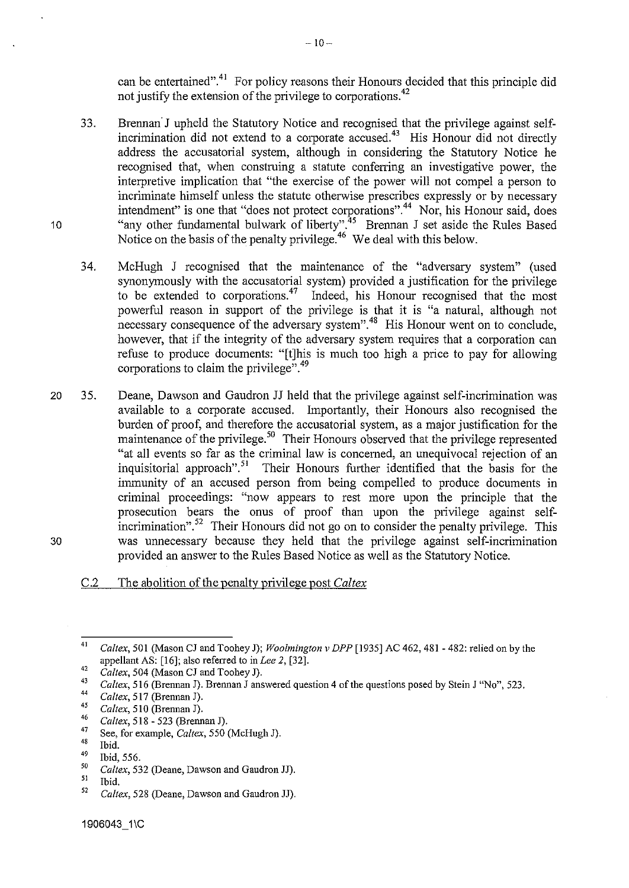can be entertained".[41] For policy reasons their Honours decided that this principle did not justify the extension of the privilege to corporations.[42]

33. Brennan J upheld the Statutory Notice and recognised that the privilege against self-incrimination did not extend to a corporate accused.[43] His Honour did not directly address the accusatorial system, although in considering the Statutory Notice he recognised that, when construing a statute conferring an investigative power, the interpretive implication that "the exercise of the power will not compel a person to incriminate himself unless the statute otherwise prescribes expressly or by necessary intendment" is one that "does not protect corporations".[44] Nor, his Honour said, does "any other fundamental bulwark of liberty".[45] Brennan J set aside the Rules Based Notice on the basis of the penalty privilege.[46] We deal with this below.

34. McHugh J recognised that the maintenance of the "adversary system" (used synonymously with the accusatorial system) provided a justification for the privilege to be extended to corporations.[47] Indeed, his Honour recognised that the most powerful reason in support of the privilege is that it is "a natural, although not necessary consequence of the adversary system".[48] His Honour went on to conclude, however, that if the integrity of the adversary system requires that a corporation can refuse to produce documents: "[t]his is much too high a price to pay for allowing corporations to claim the privilege".[49]

35. Deane, Dawson and Gaudron JJ held that the privilege against self-incrimination was available to a corporate accused. Importantly, their Honours also recognised the burden of proof, and therefore the accusatorial system, as a major justification for the maintenance of the privilege.[50] Their Honours observed that the privilege represented "at all events so far as the criminal law is concerned, an unequivocal rejection of an inquisitorial approach".[51] Their Honours further identified that the basis for the immunity of an accused person from being compelled to produce documents in criminal proceedings: "now appears to rest more upon the principle that the prosecution bears the onus of proof than upon the privilege against self-incrimination".[52] Their Honours did not go on to consider the penalty privilege. This was unnecessary because they held that the privilege against self-incrimination provided an answer to the Rules Based Notice as well as the Statutory Notice.

C.2 The abolition of the penalty privilege post *Caltex*

---

[41] *Caltex*, 501 (Mason CJ and Toohey J); *Woolmington v DPP* [1935] AC 462, 481 - 482: relied on by the appellant AS: [16]; also referred to in *Lee 2*, [32].

[42] *Caltex*, 504 (Mason CJ and Toohey J).

[43] *Caltex*, 516 (Brennan J). Brennan J answered question 4 of the questions posed by Stein J "No", 523.

[44] *Caltex*, 517 (Brennan J).

[45] *Caltex*, 510 (Brennan J).

[46] *Caltex*, 518 - 523 (Brennan J).

[47] See, for example, *Caltex*, 550 (McHugh J).

[48] Ibid.

[49] Ibid, 556.

[50] *Caltex*, 532 (Deane, Dawson and Gaudron JJ).

[51] Ibid.

[52] *Caltex*, 528 (Deane, Dawson and Gaudron JJ).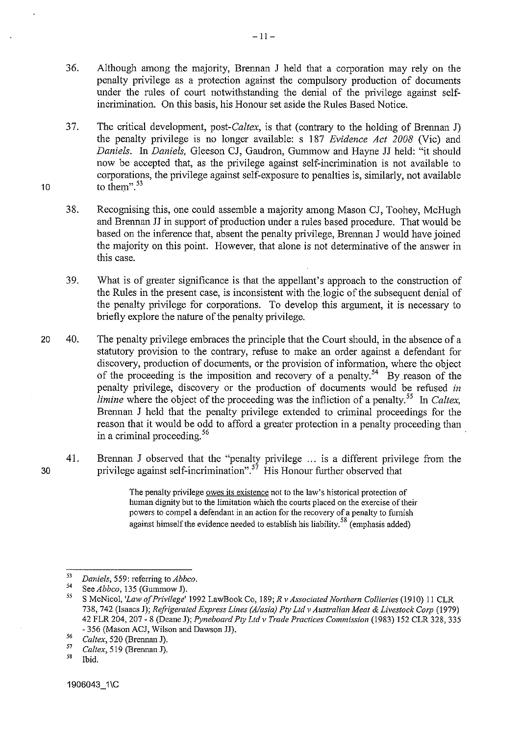36. Although among the majority, Brennan J held that a corporation may rely on the penalty privilege as a protection against the compulsory production of documents under the rules of court notwithstanding the denial of the privilege against self-incrimination. On this basis, his Honour set aside the Rules Based Notice.

37. The critical development, post-*Caltex*, is that (contrary to the holding of Brennan J) the penalty privilege is no longer available: s 187 *Evidence Act 2008* (Vic) and *Daniels*. In *Daniels*, Gleeson CJ, Gaudron, Gummow and Hayne JJ held: "it should now be accepted that, as the privilege against self-incrimination is not available to corporations, the privilege against self-exposure to penalties is, similarly, not available to them".[53]

38. Recognising this, one could assemble a majority among Mason CJ, Toohey, McHugh and Brennan JJ in support of production under a rules based procedure. That would be based on the inference that, absent the penalty privilege, Brennan J would have joined the majority on this point. However, that alone is not determinative of the answer in this case.

39. What is of greater significance is that the appellant's approach to the construction of the Rules in the present case, is inconsistent with the logic of the subsequent denial of the penalty privilege for corporations. To develop this argument, it is necessary to briefly explore the nature of the penalty privilege.

40. The penalty privilege embraces the principle that the Court should, in the absence of a statutory provision to the contrary, refuse to make an order against a defendant for discovery, production of documents, or the provision of information, where the object of the proceeding is the imposition and recovery of a penalty.[54] By reason of the penalty privilege, discovery or the production of documents would be refused *in limine* where the object of the proceeding was the infliction of a penalty.[55] In *Caltex*, Brennan J held that the penalty privilege extended to criminal proceedings for the reason that it would be odd to afford a greater protection in a penalty proceeding than in a criminal proceeding.[56]

41. Brennan J observed that the "penalty privilege ... is a different privilege from the privilege against self-incrimination".[57] His Honour further observed that

> The penalty privilege owes its existence not to the law's historical protection of human dignity but to the limitation which the courts placed on the exercise of their powers to compel a defendant in an action for the recovery of a penalty to furnish against himself the evidence needed to establish his liability.[58] (emphasis added)

---

[53] *Daniels*, 559: referring to *Abbco*.

[54] See *Abbco*, 135 (Gummow J).

[55] S McNicol, '*Law of Privilege*' 1992 LawBook Co, 189; *R v Associated Northern Collieries* (1910) 11 CLR 738, 742 (Isaacs J); *Refrigerated Express Lines (A/asia) Pty Ltd v Australian Meat & Livestock Corp* (1979) 42 FLR 204, 207 - 8 (Deane J); *Pyneboard Pty Ltd v Trade Practices Commission* (1983) 152 CLR 328, 335 - 356 (Mason ACJ, Wilson and Dawson JJ).

[56] *Caltex*, 520 (Brennan J).

[57] *Caltex*, 519 (Brennan J).

[58] Ibid.

1906043_1\C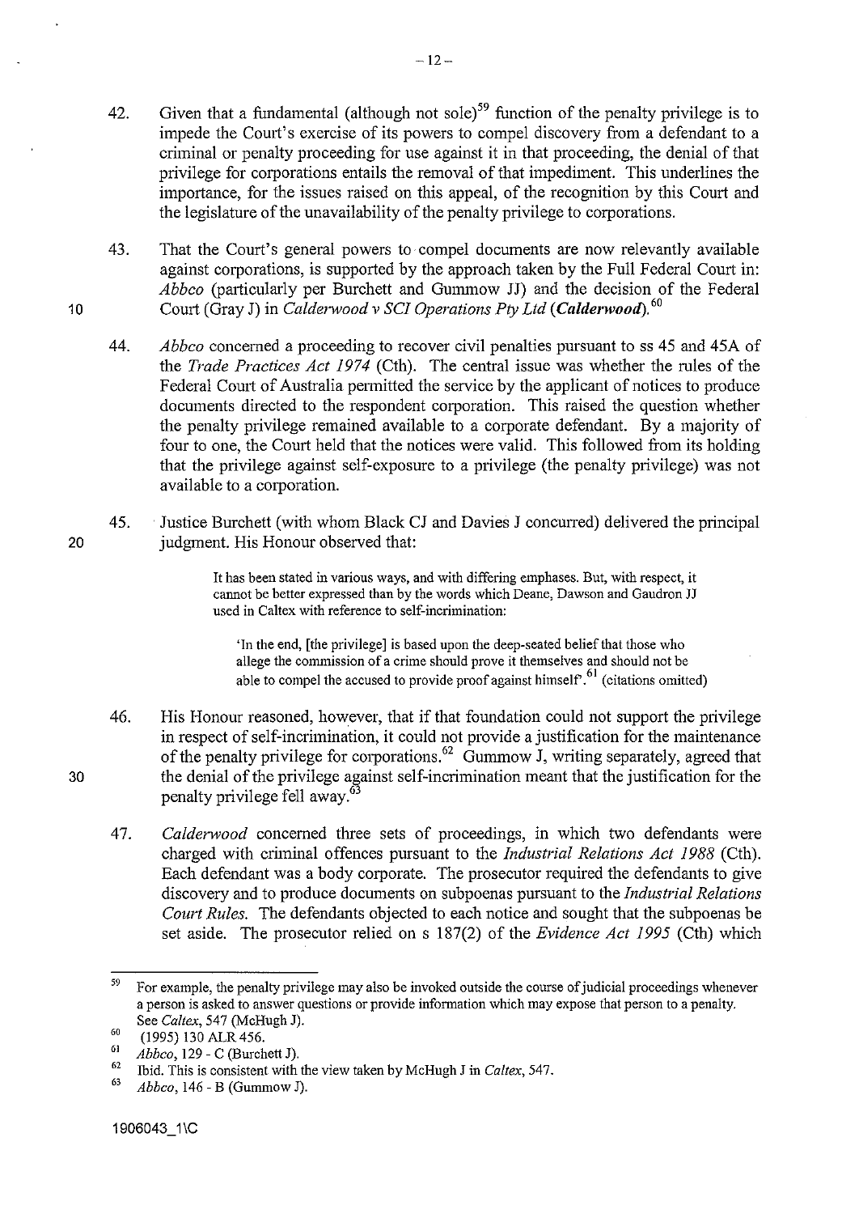42. Given that a fundamental (although not sole)[59] function of the penalty privilege is to impede the Court's exercise of its powers to compel discovery from a defendant to a criminal or penalty proceeding for use against it in that proceeding, the denial of that privilege for corporations entails the removal of that impediment. This underlines the importance, for the issues raised on this appeal, of the recognition by this Court and the legislature of the unavailability of the penalty privilege to corporations.

43. That the Court's general powers to compel documents are now relevantly available against corporations, is supported by the approach taken by the Full Federal Court in: *Abbco* (particularly per Burchett and Gummow JJ) and the decision of the Federal Court (Gray J) in *Calderwood v SCI Operations Pty Ltd* (***Calderwood***).[60]

44. *Abbco* concerned a proceeding to recover civil penalties pursuant to ss 45 and 45A of the *Trade Practices Act 1974* (Cth). The central issue was whether the rules of the Federal Court of Australia permitted the service by the applicant of notices to produce documents directed to the respondent corporation. This raised the question whether the penalty privilege remained available to a corporate defendant. By a majority of four to one, the Court held that the notices were valid. This followed from its holding that the privilege against self-exposure to a privilege (the penalty privilege) was not available to a corporation.

45. Justice Burchett (with whom Black CJ and Davies J concurred) delivered the principal judgment. His Honour observed that:

> It has been stated in various ways, and with differing emphases. But, with respect, it cannot be better expressed than by the words which Deane, Dawson and Gaudron JJ used in Caltex with reference to self-incrimination:
>
> > 'In the end, [the privilege] is based upon the deep-seated belief that those who allege the commission of a crime should prove it themselves and should not be able to compel the accused to provide proof against himself'.[61] (citations omitted)

46. His Honour reasoned, however, that if that foundation could not support the privilege in respect of self-incrimination, it could not provide a justification for the maintenance of the penalty privilege for corporations.[62] Gummow J, writing separately, agreed that the denial of the privilege against self-incrimination meant that the justification for the penalty privilege fell away.[63]

47. *Calderwood* concerned three sets of proceedings, in which two defendants were charged with criminal offences pursuant to the *Industrial Relations Act 1988* (Cth). Each defendant was a body corporate. The prosecutor required the defendants to give discovery and to produce documents on subpoenas pursuant to the *Industrial Relations Court Rules*. The defendants objected to each notice and sought that the subpoenas be set aside. The prosecutor relied on s 187(2) of the *Evidence Act 1995* (Cth) which

---

[59] For example, the penalty privilege may also be invoked outside the course of judicial proceedings whenever a person is asked to answer questions or provide information which may expose that person to a penalty. See *Caltex*, 547 (McHugh J).

[60] (1995) 130 ALR 456.

[61] *Abbco*, 129 - C (Burchett J).

[62] Ibid. This is consistent with the view taken by McHugh J in *Caltex*, 547.

[63] *Abbco*, 146 - B (Gummow J).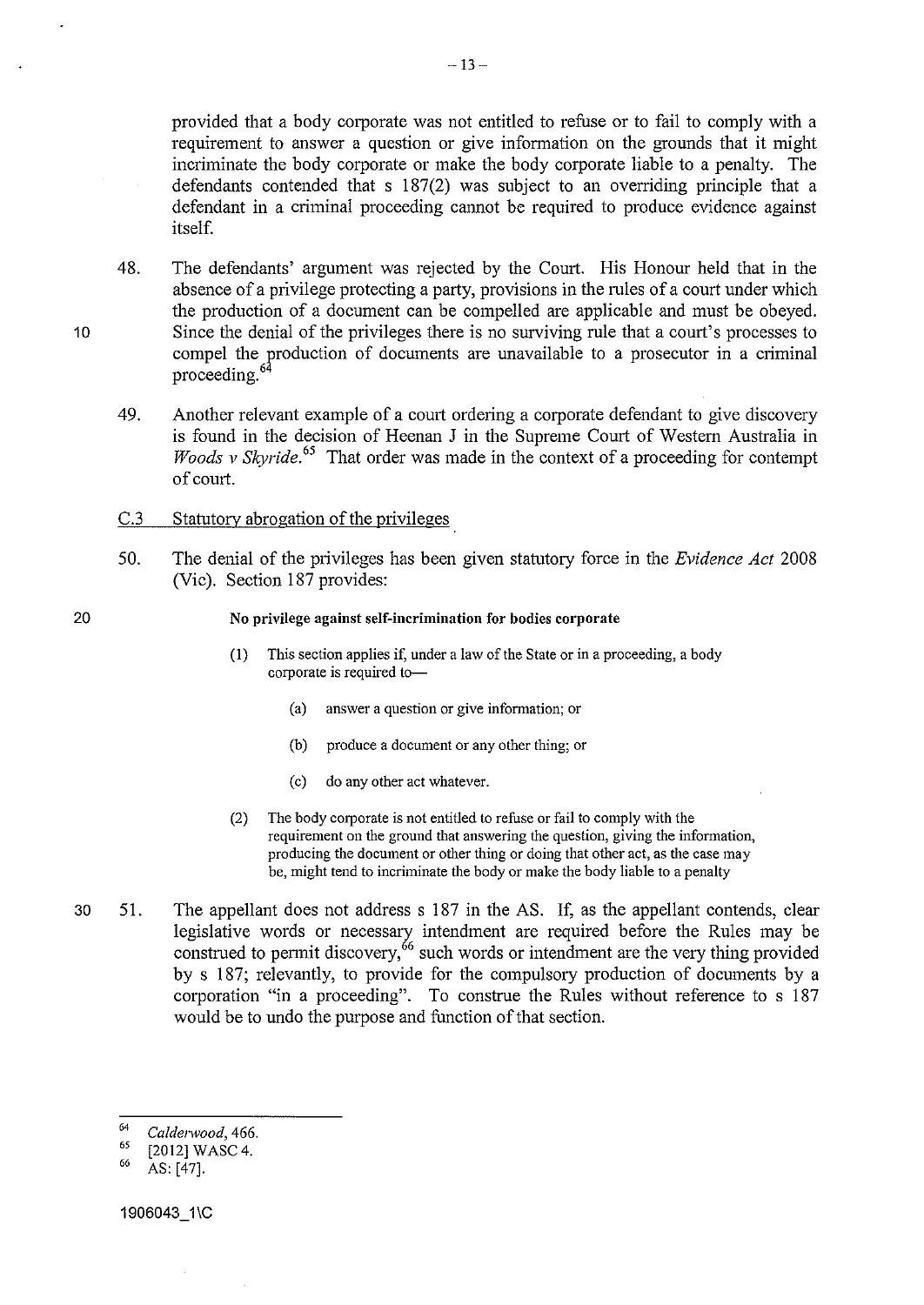provided that a body corporate was not entitled to refuse or to fail to comply with a requirement to answer a question or give information on the grounds that it might incriminate the body corporate or make the body corporate liable to a penalty. The defendants contended that s 187(2) was subject to an overriding principle that a defendant in a criminal proceeding cannot be required to produce evidence against itself.

48. The defendants' argument was rejected by the Court. His Honour held that in the absence of a privilege protecting a party, provisions in the rules of a court under which the production of a document can be compelled are applicable and must be obeyed. Since the denial of the privileges there is no surviving rule that a court's processes to compel the production of documents are unavailable to a prosecutor in a criminal proceeding.[64]

49. Another relevant example of a court ordering a corporate defendant to give discovery is found in the decision of Heenan J in the Supreme Court of Western Australia in *Woods v Skyride*.[65] That order was made in the context of a proceeding for contempt of court.

## C.3 Statutory abrogation of the privileges

50. The denial of the privileges has been given statutory force in the *Evidence Act* 2008 (Vic). Section 187 provides:

> **No privilege against self-incrimination for bodies corporate**
>
> (1) This section applies if, under a law of the State or in a proceeding, a body corporate is required to—
>
> (a) answer a question or give information; or
>
> (b) produce a document or any other thing; or
>
> (c) do any other act whatever.
>
> (2) The body corporate is not entitled to refuse or fail to comply with the requirement on the ground that answering the question, giving the information, producing the document or other thing or doing that other act, as the case may be, might tend to incriminate the body or make the body liable to a penalty

51. The appellant does not address s 187 in the AS. If, as the appellant contends, clear legislative words or necessary intendment are required before the Rules may be construed to permit discovery,[66] such words or intendment are the very thing provided by s 187; relevantly, to provide for the compulsory production of documents by a corporation "in a proceeding". To construe the Rules without reference to s 187 would be to undo the purpose and function of that section.

---

[64] *Calderwood*, 466.

[65] [2012] WASC 4.

[66] AS: [47].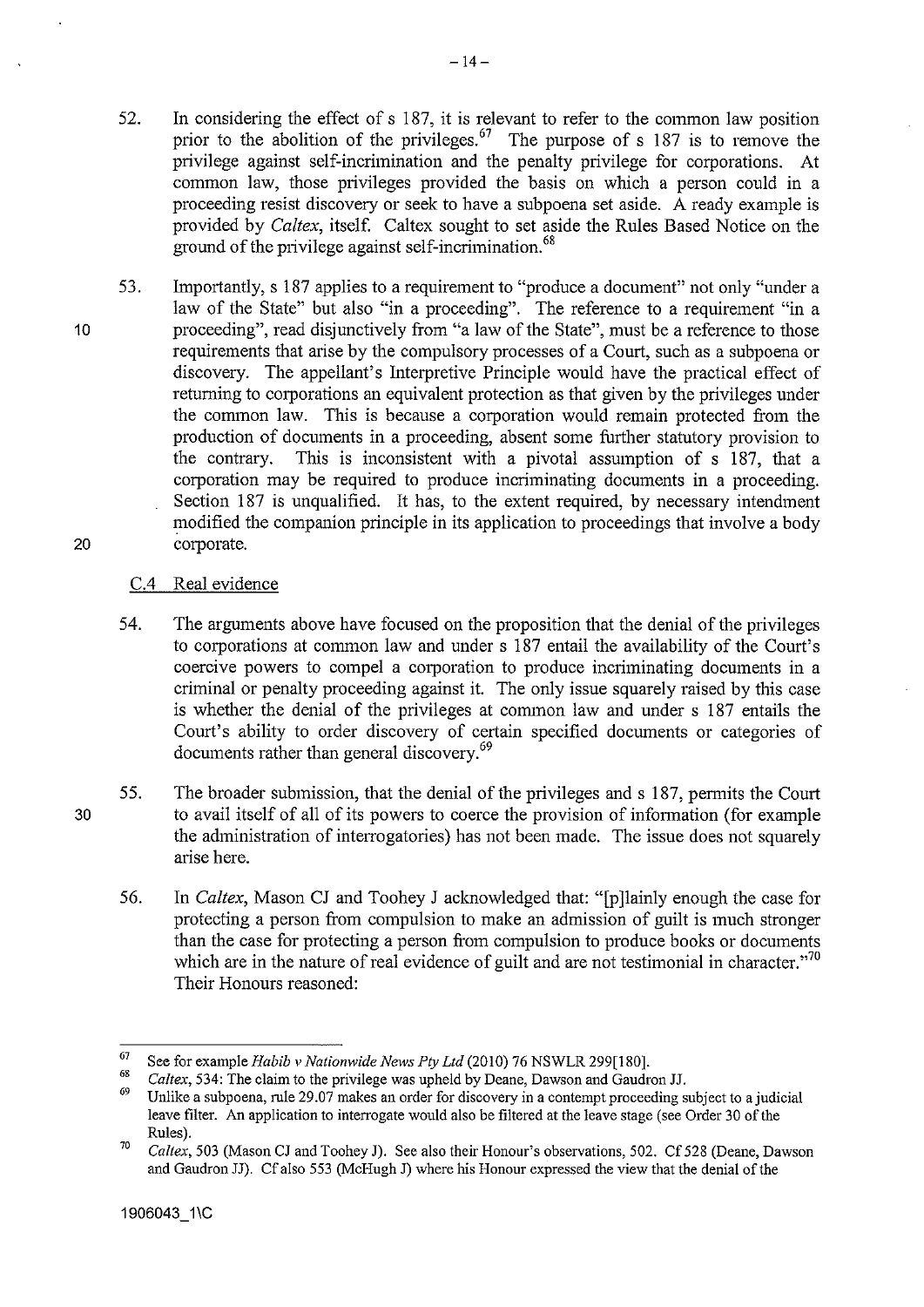52. In considering the effect of s 187, it is relevant to refer to the common law position prior to the abolition of the privileges.[67] The purpose of s 187 is to remove the privilege against self-incrimination and the penalty privilege for corporations. At common law, those privileges provided the basis on which a person could in a proceeding resist discovery or seek to have a subpoena set aside. A ready example is provided by *Caltex*, itself. Caltex sought to set aside the Rules Based Notice on the ground of the privilege against self-incrimination.[68]

53. Importantly, s 187 applies to a requirement to "produce a document" not only "under a law of the State" but also "in a proceeding". The reference to a requirement "in a proceeding", read disjunctively from "a law of the State", must be a reference to those requirements that arise by the compulsory processes of a Court, such as a subpoena or discovery. The appellant's Interpretive Principle would have the practical effect of returning to corporations an equivalent protection as that given by the privileges under the common law. This is because a corporation would remain protected from the production of documents in a proceeding, absent some further statutory provision to the contrary. This is inconsistent with a pivotal assumption of s 187, that a corporation may be required to produce incriminating documents in a proceeding. Section 187 is unqualified. It has, to the extent required, by necessary intendment modified the companion principle in its application to proceedings that involve a body corporate.

### C.4 Real evidence

54. The arguments above have focused on the proposition that the denial of the privileges to corporations at common law and under s 187 entail the availability of the Court's coercive powers to compel a corporation to produce incriminating documents in a criminal or penalty proceeding against it. The only issue squarely raised by this case is whether the denial of the privileges at common law and under s 187 entails the Court's ability to order discovery of certain specified documents or categories of documents rather than general discovery.[69]

55. The broader submission, that the denial of the privileges and s 187, permits the Court to avail itself of all of its powers to coerce the provision of information (for example the administration of interrogatories) has not been made. The issue does not squarely arise here.

56. In *Caltex*, Mason CJ and Toohey J acknowledged that: "[p]lainly enough the case for protecting a person from compulsion to make an admission of guilt is much stronger than the case for protecting a person from compulsion to produce books or documents which are in the nature of real evidence of guilt and are not testimonial in character."[70] Their Honours reasoned:

---

[67] See for example *Habib v Nationwide News Pty Ltd* (2010) 76 NSWLR 299[180].

[68] *Caltex*, 534: The claim to the privilege was upheld by Deane, Dawson and Gaudron JJ.

[69] Unlike a subpoena, rule 29.07 makes an order for discovery in a contempt proceeding subject to a judicial leave filter. An application to interrogate would also be filtered at the leave stage (see Order 30 of the Rules).

[70] *Caltex*, 503 (Mason CJ and Toohey J). See also their Honour's observations, 502. Cf 528 (Deane, Dawson and Gaudron JJ). Cf also 553 (McHugh J) where his Honour expressed the view that the denial of the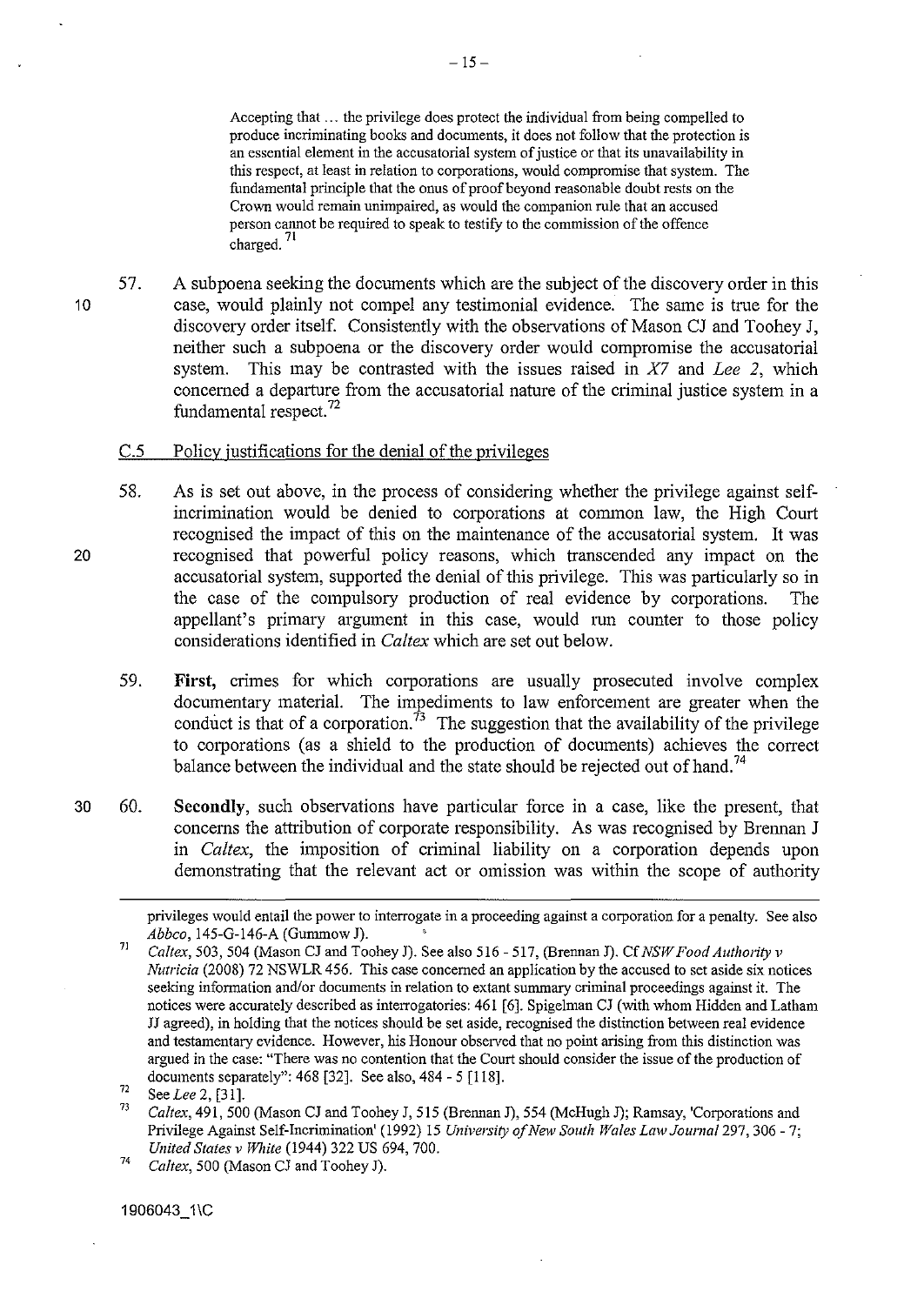> Accepting that ... the privilege does protect the individual from being compelled to produce incriminating books and documents, it does not follow that the protection is an essential element in the accusatorial system of justice or that its unavailability in this respect, at least in relation to corporations, would compromise that system. The fundamental principle that the onus of proof beyond reasonable doubt rests on the Crown would remain unimpaired, as would the companion rule that an accused person cannot be required to speak to testify to the commission of the offence charged.[71]

57. A subpoena seeking the documents which are the subject of the discovery order in this case, would plainly not compel any testimonial evidence. The same is true for the discovery order itself. Consistently with the observations of Mason CJ and Toohey J, neither such a subpoena or the discovery order would compromise the accusatorial system. This may be contrasted with the issues raised in *X7* and *Lee 2*, which concerned a departure from the accusatorial nature of the criminal justice system in a fundamental respect.[72]

### C.5 Policy justifications for the denial of the privileges

58. As is set out above, in the process of considering whether the privilege against self-incrimination would be denied to corporations at common law, the High Court recognised the impact of this on the maintenance of the accusatorial system. It was recognised that powerful policy reasons, which transcended any impact on the accusatorial system, supported the denial of this privilege. This was particularly so in the case of the compulsory production of real evidence by corporations. The appellant's primary argument in this case, would run counter to those policy considerations identified in *Caltex* which are set out below.

59. **First,** crimes for which corporations are usually prosecuted involve complex documentary material. The impediments to law enforcement are greater when the conduct is that of a corporation.[73] The suggestion that the availability of the privilege to corporations (as a shield to the production of documents) achieves the correct balance between the individual and the state should be rejected out of hand.[74]

60. **Secondly,** such observations have particular force in a case, like the present, that concerns the attribution of corporate responsibility. As was recognised by Brennan J in *Caltex*, the imposition of criminal liability on a corporation depends upon demonstrating that the relevant act or omission was within the scope of authority

---

privileges would entail the power to interrogate in a proceeding against a corporation for a penalty. See also *Abbco*, 145-G-146-A (Gummow J).

[71] *Caltex*, 503, 504 (Mason CJ and Toohey J). See also 516 - 517, (Brennan J). Cf *NSW Food Authority v Nutricia* (2008) 72 NSWLR 456. This case concerned an application by the accused to set aside six notices seeking information and/or documents in relation to extant summary criminal proceedings against it. The notices were accurately described as interrogatories: 461 [6]. Spigelman CJ (with whom Hidden and Latham JJ agreed), in holding that the notices should be set aside, recognised the distinction between real evidence and testamentary evidence. However, his Honour observed that no point arising from this distinction was argued in the case: "There was no contention that the Court should consider the issue of the production of documents separately": 468 [32]. See also, 484 - 5 [118].

[72] See *Lee* 2, [31].

[73] *Caltex*, 491, 500 (Mason CJ and Toohey J, 515 (Brennan J), 554 (McHugh J); Ramsay, 'Corporations and Privilege Against Self-Incrimination' (1992) 15 *University of New South Wales Law Journal* 297, 306 - 7; *United States v White* (1944) 322 US 694, 700.

[74] *Caltex*, 500 (Mason CJ and Toohey J).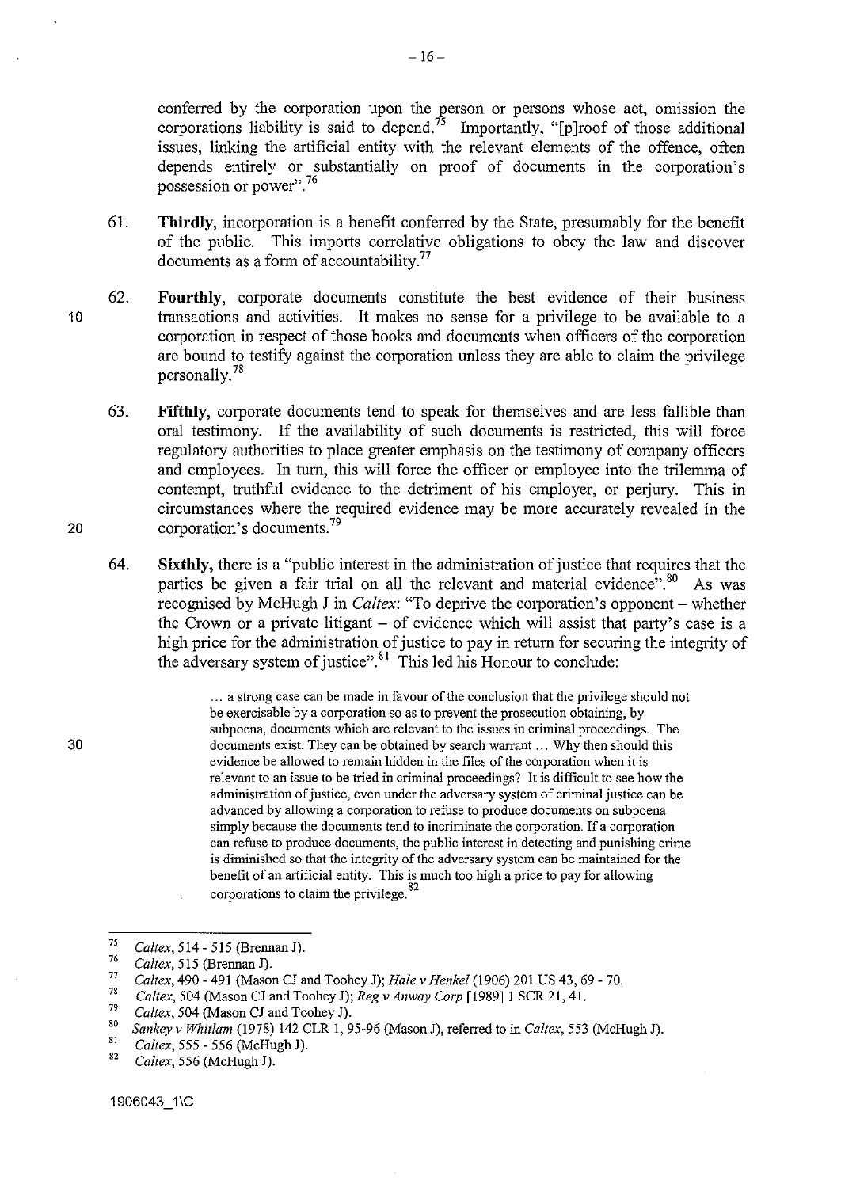conferred by the corporation upon the person or persons whose act, omission the corporations liability is said to depend.[75] Importantly, "[p]roof of those additional issues, linking the artificial entity with the relevant elements of the offence, often depends entirely or substantially on proof of documents in the corporation's possession or power".[76]

61. **Thirdly**, incorporation is a benefit conferred by the State, presumably for the benefit of the public. This imports correlative obligations to obey the law and discover documents as a form of accountability.[77]

62. **Fourthly**, corporate documents constitute the best evidence of their business transactions and activities. It makes no sense for a privilege to be available to a corporation in respect of those books and documents when officers of the corporation are bound to testify against the corporation unless they are able to claim the privilege personally.[78]

63. **Fifthly**, corporate documents tend to speak for themselves and are less fallible than oral testimony. If the availability of such documents is restricted, this will force regulatory authorities to place greater emphasis on the testimony of company officers and employees. In turn, this will force the officer or employee into the trilemma of contempt, truthful evidence to the detriment of his employer, or perjury. This in circumstances where the required evidence may be more accurately revealed in the corporation's documents.[79]

64. **Sixthly,** there is a "public interest in the administration of justice that requires that the parties be given a fair trial on all the relevant and material evidence".[80] As was recognised by McHugh J in *Caltex*: "To deprive the corporation's opponent – whether the Crown or a private litigant – of evidence which will assist that party's case is a high price for the administration of justice to pay in return for securing the integrity of the adversary system of justice".[81] This led his Honour to conclude:

> ... a strong case can be made in favour of the conclusion that the privilege should not be exercisable by a corporation so as to prevent the prosecution obtaining, by subpoena, documents which are relevant to the issues in criminal proceedings. The documents exist. They can be obtained by search warrant ... Why then should this evidence be allowed to remain hidden in the files of the corporation when it is relevant to an issue to be tried in criminal proceedings? It is difficult to see how the administration of justice, even under the adversary system of criminal justice can be advanced by allowing a corporation to refuse to produce documents on subpoena simply because the documents tend to incriminate the corporation. If a corporation can refuse to produce documents, the public interest in detecting and punishing crime is diminished so that the integrity of the adversary system can be maintained for the benefit of an artificial entity. This is much too high a price to pay for allowing corporations to claim the privilege.[82]

---

[75] *Caltex*, 514 - 515 (Brennan J).

[76] *Caltex*, 515 (Brennan J).

[77] *Caltex*, 490 - 491 (Mason CJ and Toohey J); *Hale v Henkel* (1906) 201 US 43, 69 - 70.

[78] *Caltex*, 504 (Mason CJ and Toohey J); *Reg v Amway Corp* [1989] 1 SCR 21, 41.

[79] *Caltex*, 504 (Mason CJ and Toohey J).

[80] *Sankey v Whitlam* (1978) 142 CLR 1, 95-96 (Mason J), referred to in *Caltex*, 553 (McHugh J).

[81] *Caltex*, 555 - 556 (McHugh J).

[82] *Caltex*, 556 (McHugh J).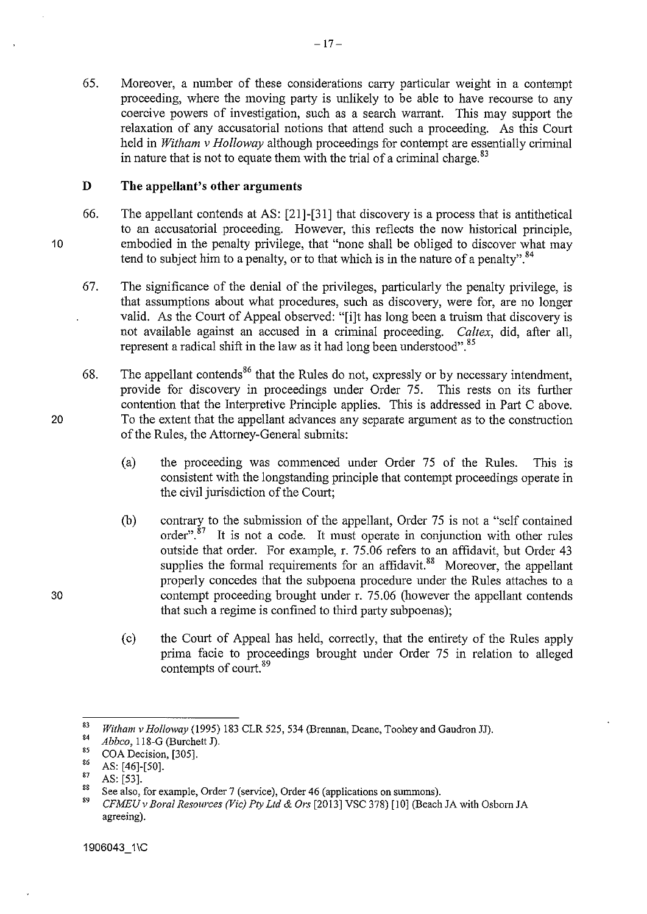65. Moreover, a number of these considerations carry particular weight in a contempt proceeding, where the moving party is unlikely to be able to have recourse to any coercive powers of investigation, such as a search warrant. This may support the relaxation of any accusatorial notions that attend such a proceeding. As this Court held in *Witham v Holloway* although proceedings for contempt are essentially criminal in nature that is not to equate them with the trial of a criminal charge.[83]

## D The appellant's other arguments

66. The appellant contends at AS: [21]-[31] that discovery is a process that is antithetical to an accusatorial proceeding. However, this reflects the now historical principle, embodied in the penalty privilege, that "none shall be obliged to discover what may tend to subject him to a penalty, or to that which is in the nature of a penalty".[84]

67. The significance of the denial of the privileges, particularly the penalty privilege, is that assumptions about what procedures, such as discovery, were for, are no longer valid. As the Court of Appeal observed: "[i]t has long been a truism that discovery is not available against an accused in a criminal proceeding. *Caltex*, did, after all, represent a radical shift in the law as it had long been understood".[85]

68. The appellant contends[86] that the Rules do not, expressly or by necessary intendment, provide for discovery in proceedings under Order 75. This rests on its further contention that the Interpretive Principle applies. This is addressed in Part C above. To the extent that the appellant advances any separate argument as to the construction of the Rules, the Attorney-General submits:

    (a) the proceeding was commenced under Order 75 of the Rules. This is consistent with the longstanding principle that contempt proceedings operate in the civil jurisdiction of the Court;

    (b) contrary to the submission of the appellant, Order 75 is not a "self contained order".[87] It is not a code. It must operate in conjunction with other rules outside that order. For example, r. 75.06 refers to an affidavit, but Order 43 supplies the formal requirements for an affidavit.[88] Moreover, the appellant properly concedes that the subpoena procedure under the Rules attaches to a contempt proceeding brought under r. 75.06 (however the appellant contends that such a regime is confined to third party subpoenas);

    (c) the Court of Appeal has held, correctly, that the entirety of the Rules apply prima facie to proceedings brought under Order 75 in relation to alleged contempts of court.[89]

---

[83] *Witham v Holloway* (1995) 183 CLR 525, 534 (Brennan, Deane, Toohey and Gaudron JJ).

[84] *Abbco*, 118-G (Burchett J).

[85] COA Decision, [305].

[86] AS: [46]-[50].

[87] AS: [53].

[88] See also, for example, Order 7 (service), Order 46 (applications on summons).

[89] *CFMEU v Boral Resources (Vic) Pty Ltd & Ors* [2013] VSC 378) [10] (Beach JA with Osborn JA agreeing).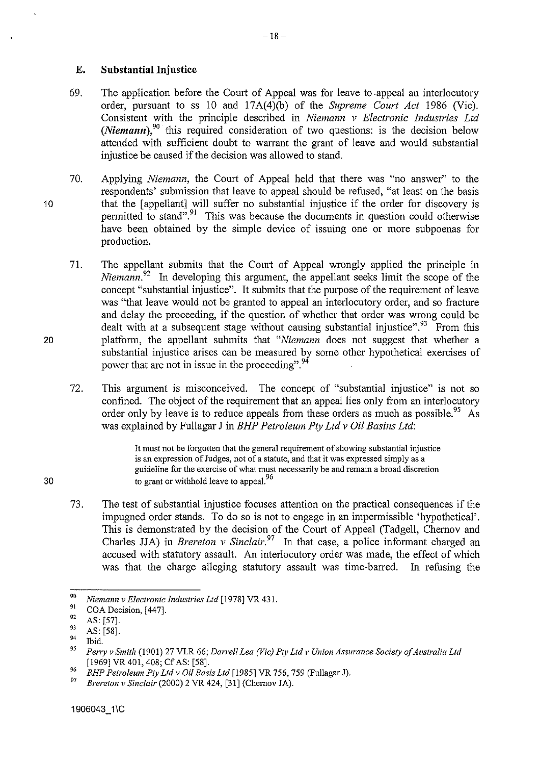### E. Substantial Injustice

69. The application before the Court of Appeal was for leave to appeal an interlocutory order, pursuant to ss 10 and 17A(4)(b) of the *Supreme Court Act* 1986 (Vic). Consistent with the principle described in *Niemann v Electronic Industries Ltd* (***Niemann***),[90] this required consideration of two questions: is the decision below attended with sufficient doubt to warrant the grant of leave and would substantial injustice be caused if the decision was allowed to stand.

70. Applying *Niemann*, the Court of Appeal held that there was "no answer" to the respondents' submission that leave to appeal should be refused, "at least on the basis that the [appellant] will suffer no substantial injustice if the order for discovery is permitted to stand".[91] This was because the documents in question could otherwise have been obtained by the simple device of issuing one or more subpoenas for production.

71. The appellant submits that the Court of Appeal wrongly applied the principle in *Niemann*.[92] In developing this argument, the appellant seeks limit the scope of the concept "substantial injustice". It submits that the purpose of the requirement of leave was "that leave would not be granted to appeal an interlocutory order, and so fracture and delay the proceeding, if the question of whether that order was wrong could be dealt with at a subsequent stage without causing substantial injustice".[93] From this platform, the appellant submits that "*Niemann* does not suggest that whether a substantial injustice arises can be measured by some other hypothetical exercises of power that are not in issue in the proceeding".[94]

72. This argument is misconceived. The concept of "substantial injustice" is not so confined. The object of the requirement that an appeal lies only from an interlocutory order only by leave is to reduce appeals from these orders as much as possible.[95] As was explained by Fullagar J in *BHP Petroleum Pty Ltd v Oil Basins Ltd*:

> It must not be forgotten that the general requirement of showing substantial injustice is an expression of Judges, not of a statute, and that it was expressed simply as a guideline for the exercise of what must necessarily be and remain a broad discretion to grant or withhold leave to appeal.[96]

73. The test of substantial injustice focuses attention on the practical consequences if the impugned order stands. To do so is not to engage in an impermissible 'hypothetical'. This is demonstrated by the decision of the Court of Appeal (Tadgell, Chernov and Charles JJA) in *Brereton v Sinclair*.[97] In that case, a police informant charged an accused with statutory assault. An interlocutory order was made, the effect of which was that the charge alleging statutory assault was time-barred. In refusing the

---

[90] *Niemann v Electronic Industries Ltd* [1978] VR 431.

[91] COA Decision, [447].

[92] AS: [57].

[93] AS: [58].

[94] Ibid.

[95] *Perry v Smith* (1901) 27 VLR 66; *Darrell Lea (Vic) Pty Ltd v Union Assurance Society of Australia Ltd* [1969] VR 401, 408; Cf AS: [58].

[96] *BHP Petroleum Pty Ltd v Oil Basis Ltd* [1985] VR 756, 759 (Fullagar J).

[97] *Brereton v Sinclair* (2000) 2 VR 424, [31] (Chernov JA).

1906043_1\C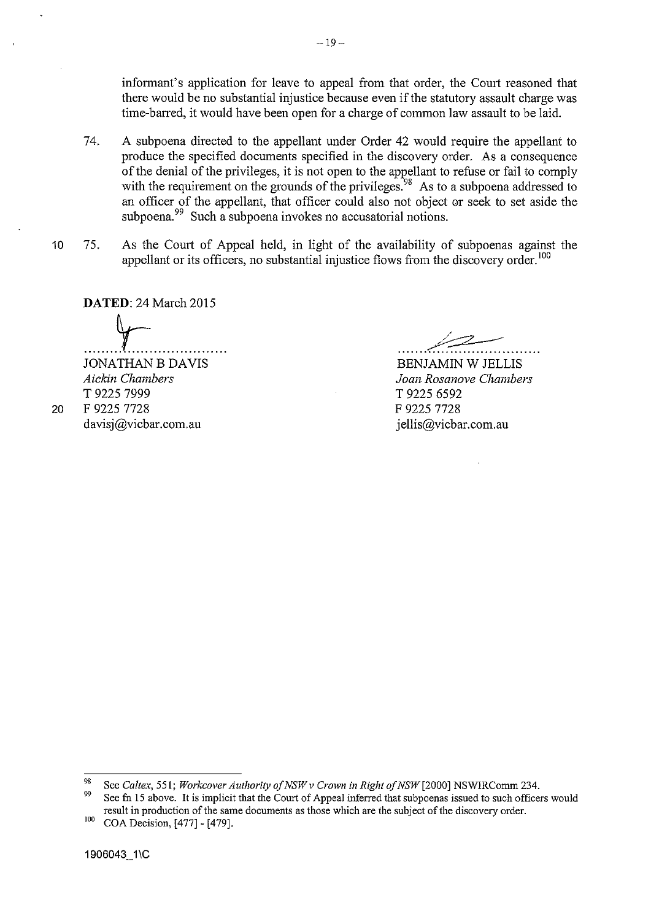informant's application for leave to appeal from that order, the Court reasoned that there would be no substantial injustice because even if the statutory assault charge was time-barred, it would have been open for a charge of common law assault to be laid.

74. A subpoena directed to the appellant under Order 42 would require the appellant to produce the specified documents specified in the discovery order. As a consequence of the denial of the privileges, it is not open to the appellant to refuse or fail to comply with the requirement on the grounds of the privileges.[98] As to a subpoena addressed to an officer of the appellant, that officer could also not object or seek to set aside the subpoena.[99] Such a subpoena invokes no accusatorial notions.

75. As the Court of Appeal held, in light of the availability of subpoenas against the appellant or its officers, no substantial injustice flows from the discovery order.[100]

**DATED**: 24 March 2015

JONATHAN B DAVIS
*Aickin Chambers*
T 9225 7999
F 9225 7728
davisj@vicbar.com.au

BENJAMIN W JELLIS
*Joan Rosanove Chambers*
T 9225 6592
F 9225 7728
jellis@vicbar.com.au

---

[98] See *Caltex*, 551; *Workcover Authority of NSW v Crown in Right of NSW* [2000] NSWIRComm 234.

[99] See fn 15 above. It is implicit that the Court of Appeal inferred that subpoenas issued to such officers would result in production of the same documents as those which are the subject of the discovery order.

[100] COA Decision, [477] - [479].

1906043_1\C